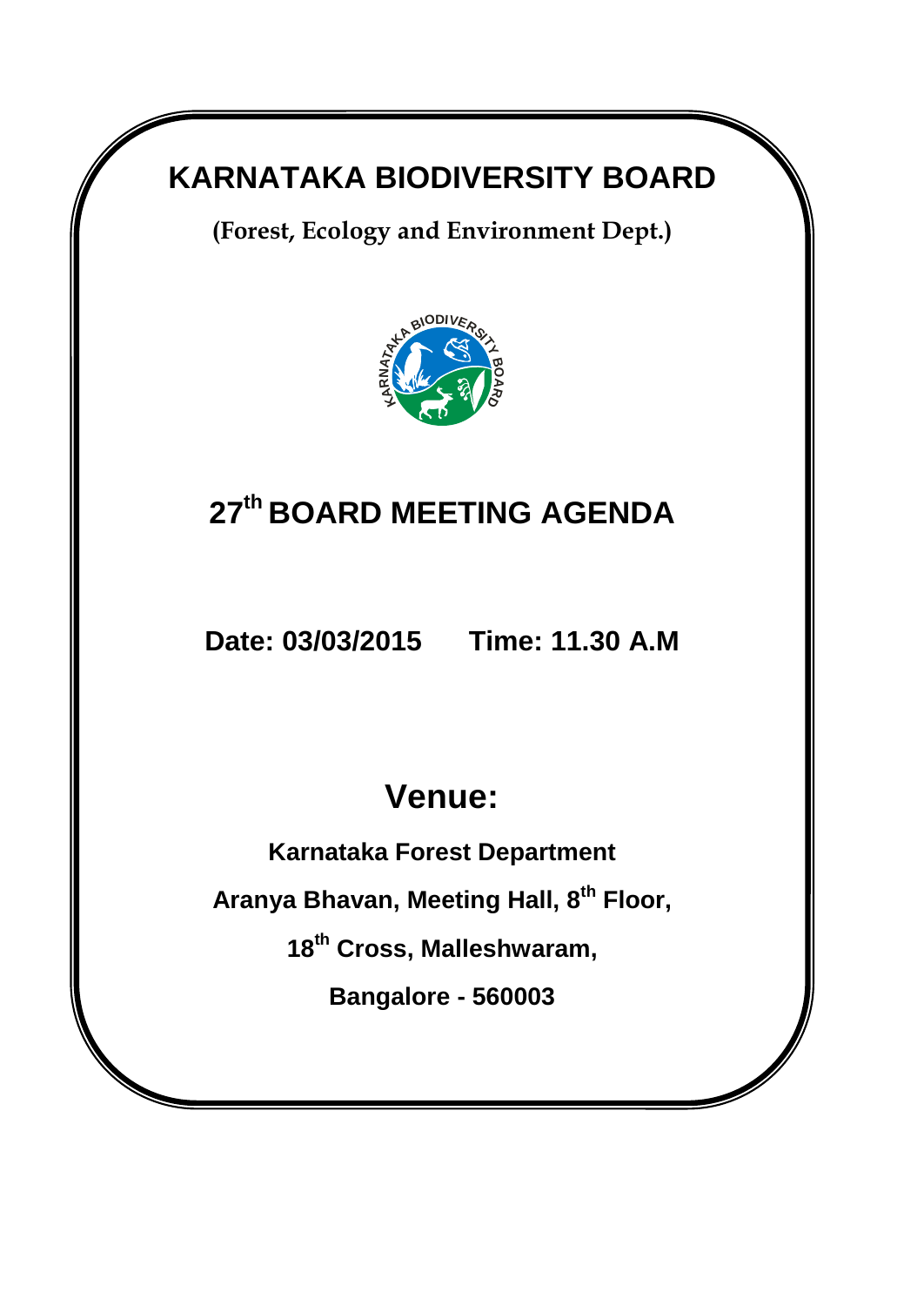# KARNATAKA BIODIVERSITY BOARD

**(Forest, Ecology and Environment Dept.)**

# 27th BOARD MEETING AGENDA

**Date: 03/03/2015     Time: 11.30 A.M**

## Venue:

**Karnataka Forest Department**

**Aranya Bhavan, Meeting Hall, 8th Floor,**

**18th Cross, Malleshwaram,**

**Bangalore - 560003**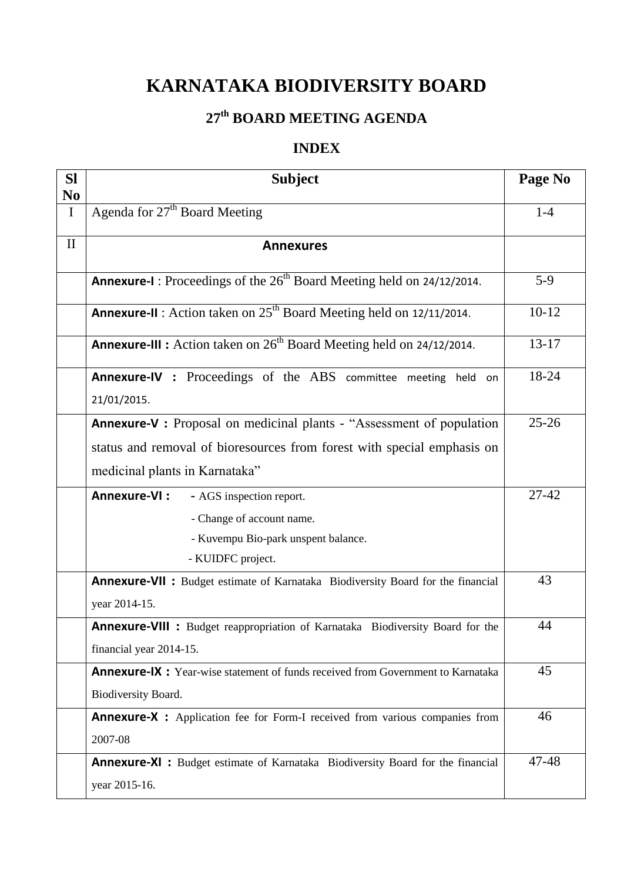# KARNATAKA BIODIVERSITY BOARD

## 27th BOARD MEETING AGENDA

### INDEX

| Sl No | Subject | Page No |
|---|---|---|
| I | Agenda for 27th Board Meeting | 1-4 |
| II | **Annexures** | |
| | **Annexure-I** : Proceedings of the 26th Board Meeting held on 24/12/2014. | 5-9 |
| | **Annexure-II** : Action taken on 25th Board Meeting held on 12/11/2014. | 10-12 |
| | **Annexure-III :** Action taken on 26th Board Meeting held on 24/12/2014. | 13-17 |
| | **Annexure-IV :** Proceedings of the ABS committee meeting held on 21/01/2015. | 18-24 |
| | **Annexure-V :** Proposal on medicinal plants - "Assessment of population status and removal of bioresources from forest with special emphasis on medicinal plants in Karnataka" | 25-26 |
| | **Annexure-VI :** - AGS inspection report.<br>- Change of account name.<br>- Kuvempu Bio-park unspent balance.<br>- KUIDFC project. | 27-42 |
| | **Annexure-VII :** Budget estimate of Karnataka Biodiversity Board for the financial year 2014-15. | 43 |
| | **Annexure-VIII :** Budget reappropriation of Karnataka Biodiversity Board for the financial year 2014-15. | 44 |
| | **Annexure-IX :** Year-wise statement of funds received from Government to Karnataka Biodiversity Board. | 45 |
| | **Annexure-X :** Application fee for Form-I received from various companies from 2007-08 | 46 |
| | **Annexure-XI :** Budget estimate of Karnataka Biodiversity Board for the financial year 2015-16. | 47-48 |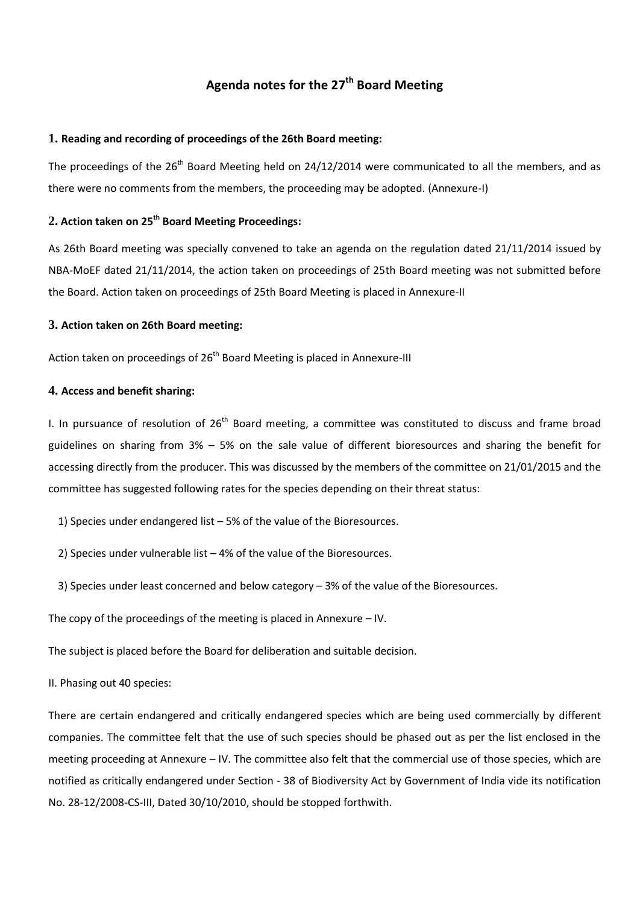# Agenda notes for the 27th Board Meeting

### 1. Reading and recording of proceedings of the 26th Board meeting:

The proceedings of the 26th Board Meeting held on 24/12/2014 were communicated to all the members, and as there were no comments from the members, the proceeding may be adopted. (Annexure-I)

### 2. Action taken on 25th Board Meeting Proceedings:

As 26th Board meeting was specially convened to take an agenda on the regulation dated 21/11/2014 issued by NBA-MoEF dated 21/11/2014, the action taken on proceedings of 25th Board meeting was not submitted before the Board. Action taken on proceedings of 25th Board Meeting is placed in Annexure-II

### 3. Action taken on 26th Board meeting:

Action taken on proceedings of 26th Board Meeting is placed in Annexure-III

### 4. Access and benefit sharing:

I. In pursuance of resolution of 26th Board meeting, a committee was constituted to discuss and frame broad guidelines on sharing from 3% – 5% on the sale value of different bioresources and sharing the benefit for accessing directly from the producer. This was discussed by the members of the committee on 21/01/2015 and the committee has suggested following rates for the species depending on their threat status:

1) Species under endangered list – 5% of the value of the Bioresources.

2) Species under vulnerable list – 4% of the value of the Bioresources.

3) Species under least concerned and below category – 3% of the value of the Bioresources.

The copy of the proceedings of the meeting is placed in Annexure – IV.

The subject is placed before the Board for deliberation and suitable decision.

II. Phasing out 40 species:

There are certain endangered and critically endangered species which are being used commercially by different companies. The committee felt that the use of such species should be phased out as per the list enclosed in the meeting proceeding at Annexure – IV. The committee also felt that the commercial use of those species, which are notified as critically endangered under Section - 38 of Biodiversity Act by Government of India vide its notification No. 28-12/2008-CS-III, Dated 30/10/2010, should be stopped forthwith.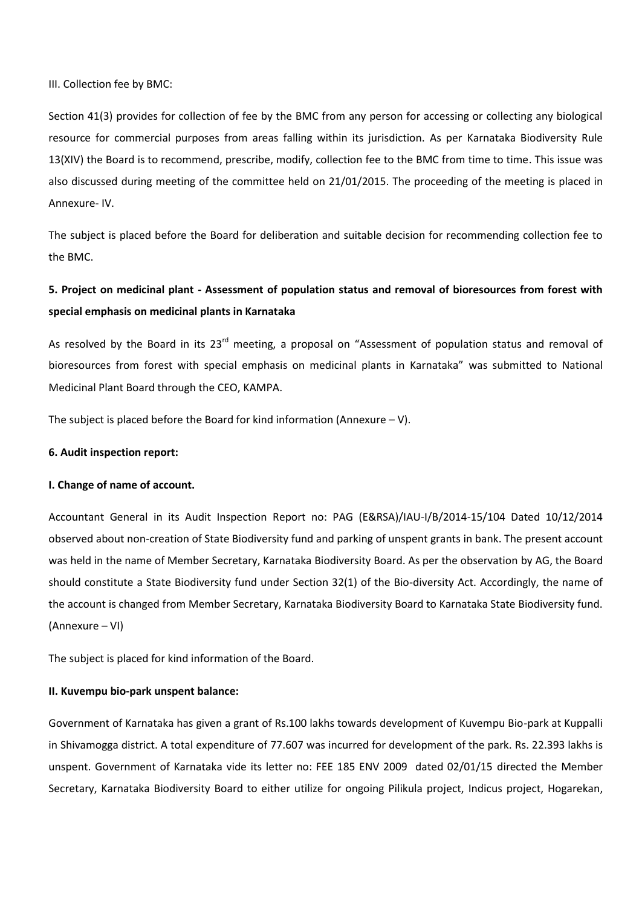III. Collection fee by BMC:

Section 41(3) provides for collection of fee by the BMC from any person for accessing or collecting any biological resource for commercial purposes from areas falling within its jurisdiction. As per Karnataka Biodiversity Rule 13(XIV) the Board is to recommend, prescribe, modify, collection fee to the BMC from time to time. This issue was also discussed during meeting of the committee held on 21/01/2015. The proceeding of the meeting is placed in Annexure- IV.

The subject is placed before the Board for deliberation and suitable decision for recommending collection fee to the BMC.

**5. Project on medicinal plant - Assessment of population status and removal of bioresources from forest with special emphasis on medicinal plants in Karnataka**

As resolved by the Board in its 23rd meeting, a proposal on "Assessment of population status and removal of bioresources from forest with special emphasis on medicinal plants in Karnataka" was submitted to National Medicinal Plant Board through the CEO, KAMPA.

The subject is placed before the Board for kind information (Annexure – V).

**6. Audit inspection report:**

**I. Change of name of account.**

Accountant General in its Audit Inspection Report no: PAG (E&RSA)/IAU-I/B/2014-15/104 Dated 10/12/2014 observed about non-creation of State Biodiversity fund and parking of unspent grants in bank. The present account was held in the name of Member Secretary, Karnataka Biodiversity Board. As per the observation by AG, the Board should constitute a State Biodiversity fund under Section 32(1) of the Bio-diversity Act. Accordingly, the name of the account is changed from Member Secretary, Karnataka Biodiversity Board to Karnataka State Biodiversity fund. (Annexure – VI)

The subject is placed for kind information of the Board.

**II. Kuvempu bio-park unspent balance:**

Government of Karnataka has given a grant of Rs.100 lakhs towards development of Kuvempu Bio-park at Kuppalli in Shivamogga district. A total expenditure of 77.607 was incurred for development of the park. Rs. 22.393 lakhs is unspent. Government of Karnataka vide its letter no: FEE 185 ENV 2009 dated 02/01/15 directed the Member Secretary, Karnataka Biodiversity Board to either utilize for ongoing Pilikula project, Indicus project, Hogarekan,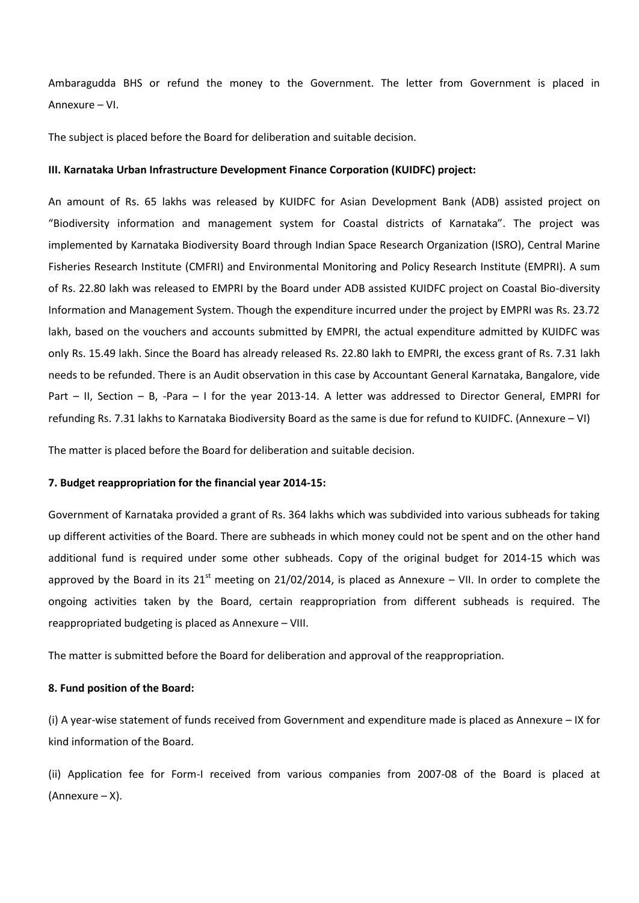Ambaragudda BHS or refund the money to the Government. The letter from Government is placed in Annexure – VI.

The subject is placed before the Board for deliberation and suitable decision.

**III. Karnataka Urban Infrastructure Development Finance Corporation (KUIDFC) project:**

An amount of Rs. 65 lakhs was released by KUIDFC for Asian Development Bank (ADB) assisted project on "Biodiversity information and management system for Coastal districts of Karnataka". The project was implemented by Karnataka Biodiversity Board through Indian Space Research Organization (ISRO), Central Marine Fisheries Research Institute (CMFRI) and Environmental Monitoring and Policy Research Institute (EMPRI). A sum of Rs. 22.80 lakh was released to EMPRI by the Board under ADB assisted KUIDFC project on Coastal Bio-diversity Information and Management System. Though the expenditure incurred under the project by EMPRI was Rs. 23.72 lakh, based on the vouchers and accounts submitted by EMPRI, the actual expenditure admitted by KUIDFC was only Rs. 15.49 lakh. Since the Board has already released Rs. 22.80 lakh to EMPRI, the excess grant of Rs. 7.31 lakh needs to be refunded. There is an Audit observation in this case by Accountant General Karnataka, Bangalore, vide Part – II, Section – B, -Para – I for the year 2013-14. A letter was addressed to Director General, EMPRI for refunding Rs. 7.31 lakhs to Karnataka Biodiversity Board as the same is due for refund to KUIDFC. (Annexure – VI)

The matter is placed before the Board for deliberation and suitable decision.

**7. Budget reappropriation for the financial year 2014-15:**

Government of Karnataka provided a grant of Rs. 364 lakhs which was subdivided into various subheads for taking up different activities of the Board. There are subheads in which money could not be spent and on the other hand additional fund is required under some other subheads. Copy of the original budget for 2014-15 which was approved by the Board in its 21st meeting on 21/02/2014, is placed as Annexure – VII. In order to complete the ongoing activities taken by the Board, certain reappropriation from different subheads is required. The reappropriated budgeting is placed as Annexure – VIII.

The matter is submitted before the Board for deliberation and approval of the reappropriation.

**8. Fund position of the Board:**

(i) A year-wise statement of funds received from Government and expenditure made is placed as Annexure – IX for kind information of the Board.

(ii) Application fee for Form-I received from various companies from 2007-08 of the Board is placed at (Annexure – X).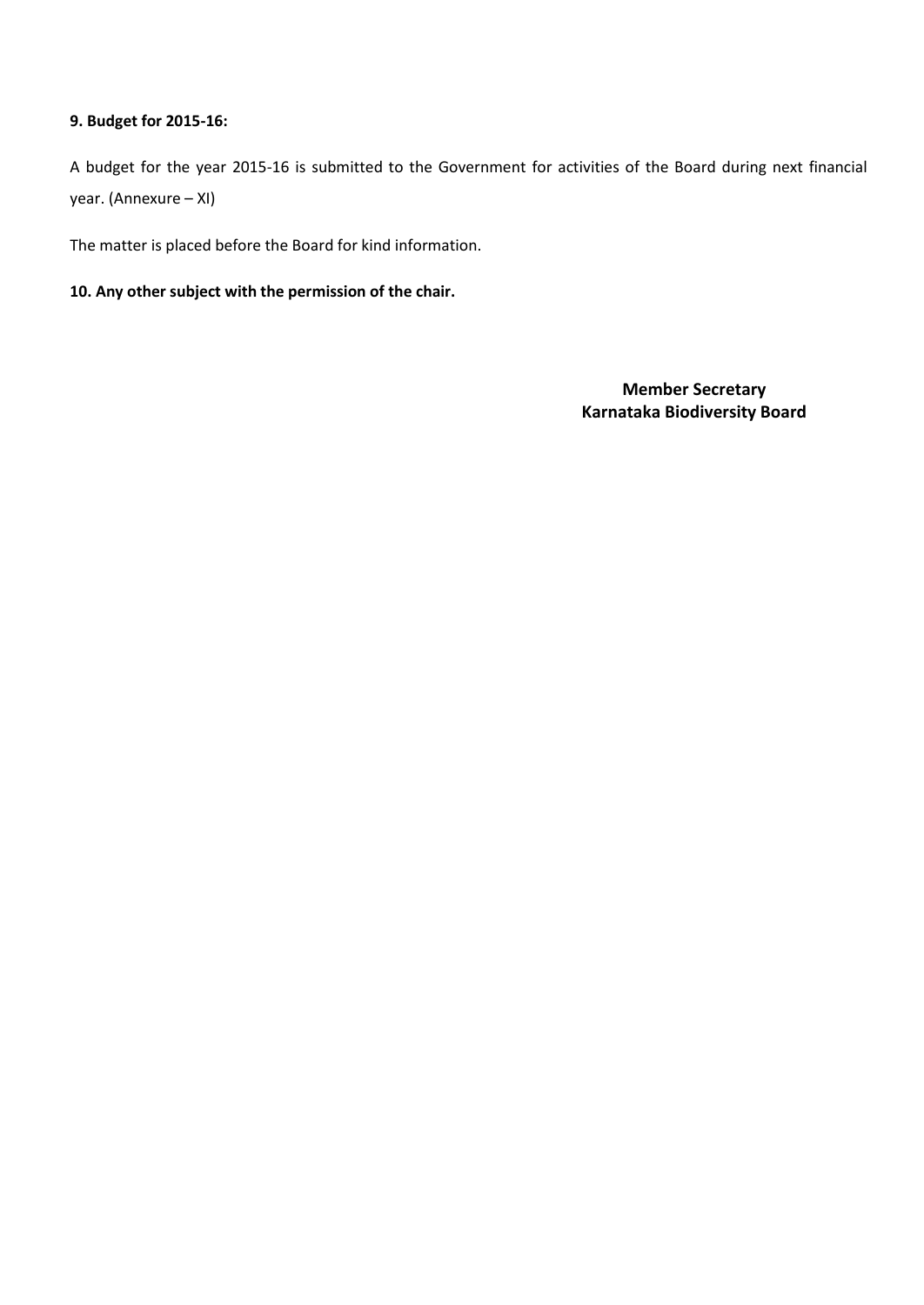**9. Budget for 2015-16:**

A budget for the year 2015-16 is submitted to the Government for activities of the Board during next financial year. (Annexure – XI)

The matter is placed before the Board for kind information.

**10. Any other subject with the permission of the chair.**

**Member Secretary**
**Karnataka Biodiversity Board**